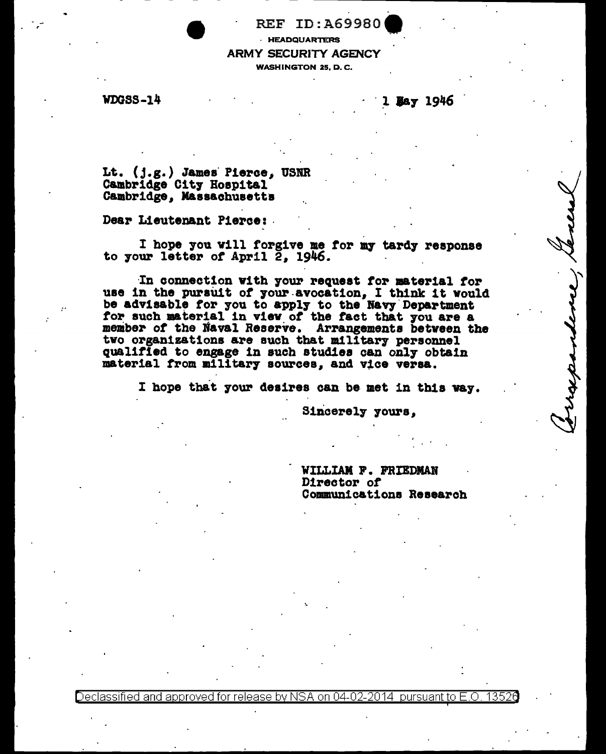REF ID:A69980

HEADQUARTERS
ARMY SECURITY AGENCY
WASHINGTON 25, D. C.

WDGSS-14

1 May 1946

Lt. (j.g.) James Pierce, USNR
Cambridge City Hospital
Cambridge, Massachusetts

Dear Lieutenant Pierce:

I hope you will forgive me for my tardy response to your letter of April 2, 1946.

In connection with your request for material for use in the pursuit of your avocation, I think it would be advisable for you to apply to the Navy Department for such material in view of the fact that you are a member of the Naval Reserve. Arrangements between the two organizations are such that military personnel qualified to engage in such studies can only obtain material from military sources, and vice versa.

I hope that your desires can be met in this way.

Sincerely yours,

WILLIAM F. FRIEDMAN
Director of
Communications Research

Correspondence, General

Declassified and approved for release by NSA on 04-02-2014 pursuant to E.O. 13526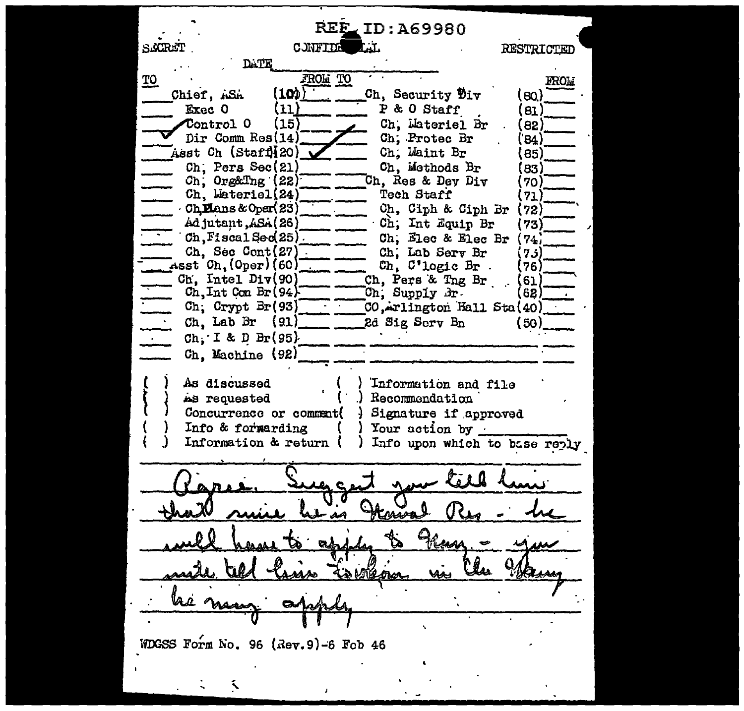REF ID:A69980

SECRET &nbsp;&nbsp;&nbsp;&nbsp; CONFIDENTIAL &nbsp;&nbsp;&nbsp;&nbsp; RESTRICTED

DATE ____________

| TO | | FROM | TO | | FROM |
|---|---|---|---|---|---|
| | Chief, ASA (10) | | | Ch, Security Div (80) | |
| | Exec O (11) | | | P & O Staff (81) | |
| ✓ | Control O (15) | | | Ch, Materiel Br (82) | |
| | Dir Comm Res (14) | | | Ch, Protec Br (84) | |
| | Asst Ch (Staff) (20) | ✓ | | Ch, Maint Br (85) | |
| | Ch, Pers Sec (21) | | | Ch, Methods Br (83) | |
| | Ch, Org&Tng (22) | | | Ch, Res & Dev Div (70) | |
| | Ch, Materiel (24) | | | Tech Staff (71) | |
| | Ch, Plans & Oper (23) | | | Ch, Ciph & Ciph Br (72) | |
| | Adjutant, ASA (26) | | | Ch, Int Equip Br (73) | |
| | Ch, Fiscal Sec (25) | | | Ch, Elec & Elec Br (74) | |
| | Ch, Sec Cont (27) | | | Ch, Lab Serv Br (75) | |
| | Asst Ch, (Oper) (60) | | | Ch, C'logic Br (76) | |
| | Ch, Intel Div (90) | | | Ch, Pers & Tng Br (61) | |
| | Ch, Int Con Br (94) | | | Ch, Supply Br (62) | |
| | Ch, Crypt Br (93) | | | CO, Arlington Hall Sta (40) | |
| | Ch, Lab Br (91) | | | 2d Sig Serv Bn (50) | |
| | Ch, I & D Br (95) | | | | |
| | Ch, Machine (92) | | | | |

( ) As discussed &nbsp;&nbsp;&nbsp;&nbsp; ( ) Information and file
( ) As requested &nbsp;&nbsp;&nbsp;&nbsp; ( ) Recommendation
( ) Concurrence or comment &nbsp;&nbsp;&nbsp;&nbsp; ( ) Signature if approved
( ) Info & forwarding &nbsp;&nbsp;&nbsp;&nbsp; ( ) Your action by ____________
( ) Information & return &nbsp;&nbsp;&nbsp;&nbsp; ( ) Info upon which to base reply

Agree. Suggest you tell him that since he is Naval Res - he will have to apply to Navy - you might tell him to whom in the Navy he may apply

WDGSS Form No. 96 (Rev.9)-6 Feb 46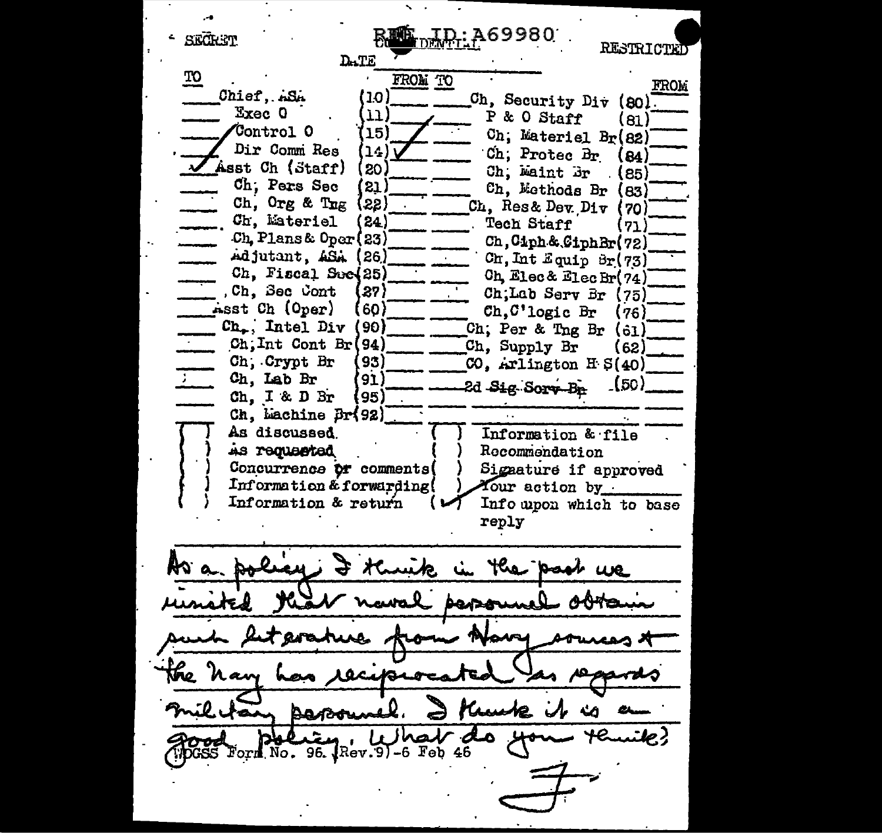SECRET — REF ID:A69980 — CONFIDENTIAL — RESTRICTED

DATE ___________

| TO | | FROM | TO | | FROM |
|---|---|---|---|---|---|
| | Chief, ASA (10) | | | Ch, Security Div (80) | |
| | Exec O (11) | | | P & O Staff (81) | |
| | Control O (15) | / | | Ch, Materiel Br (82) | |
| / | Dir Comm Res (14) | ✓ | | Ch, Protec Br (84) | |
| ✓ | Asst Ch (Staff) (20) | | | Ch, Maint Br (85) | |
| | Ch, Pers Sec (21) | | | Ch, Methods Br (83) | |
| | Ch, Org & Tng (22) | | | Ch, Res & Dev Div (70) | |
| | Ch, Materiel (24) | | | Tech Staff (71) | |
| | Ch, Plans & Oper (23) | | | Ch, Ciph & Ciph Br (72) | |
| | Adjutant, ASA (26) | | | Ch, Int Equip Br (73) | |
| | Ch, Fiscal Sec (25) | | | Ch, Elec & Elec Br (74) | |
| | Ch, Sec Cont (27) | | | Ch, Lab Serv Br (75) | |
| | Asst Ch (Oper) (60) | | | Ch, C'logic Br (76) | |
| | Ch, Intel Div (90) | | | Ch, Per & Tng Br (61) | |
| | Ch, Int Cont Br (94) | | | Ch, Supply Br (62) | |
| | Ch, Crypt Br (93) | | | CO, Arlington H S (40) | |
| | Ch, Lab Br (91) | | | ~~2d Sig Serv Br~~ (50) | |
| | Ch, I & D Br (95) | | | | |
| | Ch, Machine Br (92) | | | | |

- ( ) As discussed
- ( ) As requested
- ( ) Concurrence or comments
- ( ) Information & forwarding
- ( ) Information & return
- ( ) Information & file
- ( ) Recommendation
- ( ) Signature if approved
- ( ) Your action by ______
- (✓) Info upon which to base reply

As a policy I think in the past we insisted that naval personnel obtain such literature from Navy sources & the Navy has reciprocated as regards military personnel. I think it is a good policy. What do you think?

F

WDGSS Form No. 96 (Rev.9)-6 Feb 46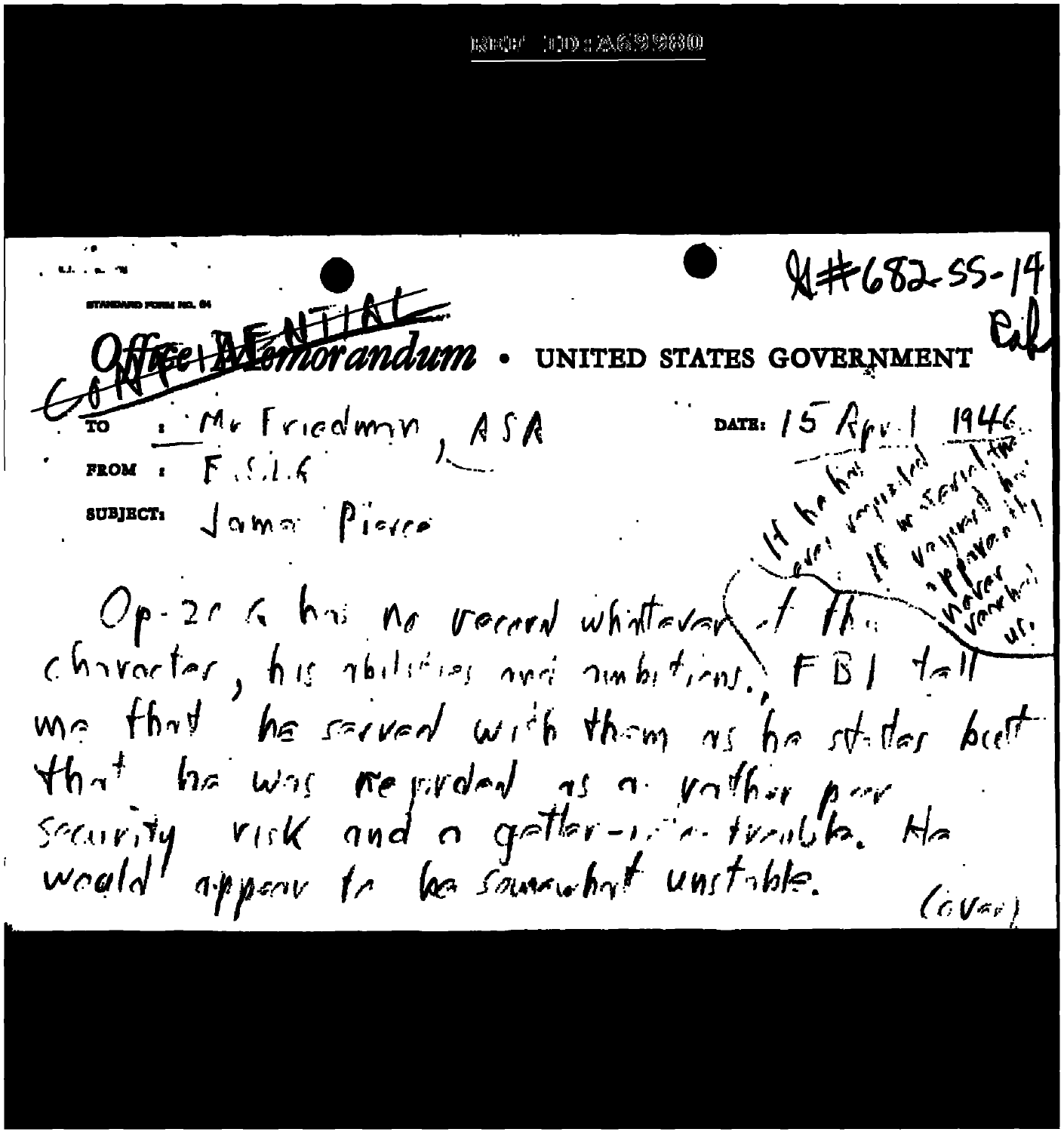REF ID:A69980

N#682-55-14

CONFIDENTIAL

**Office Memorandum** • UNITED STATES GOVERNMENT

TO : Mr Friedman, ASA

FROM : F.S.L.G.

DATE: 15 April 1946

SUBJECT: James Pierce

Op-20 G has no record whatever of this character, his abilities and ambitions. FBI tell me that he served with them as he states but that he was regarded as a rather poor security risk and a getter-in-to trouble. He would appear to be somewhat unstable.

(over)

*If he has ever requested his services by this organization it has never been passed by us.*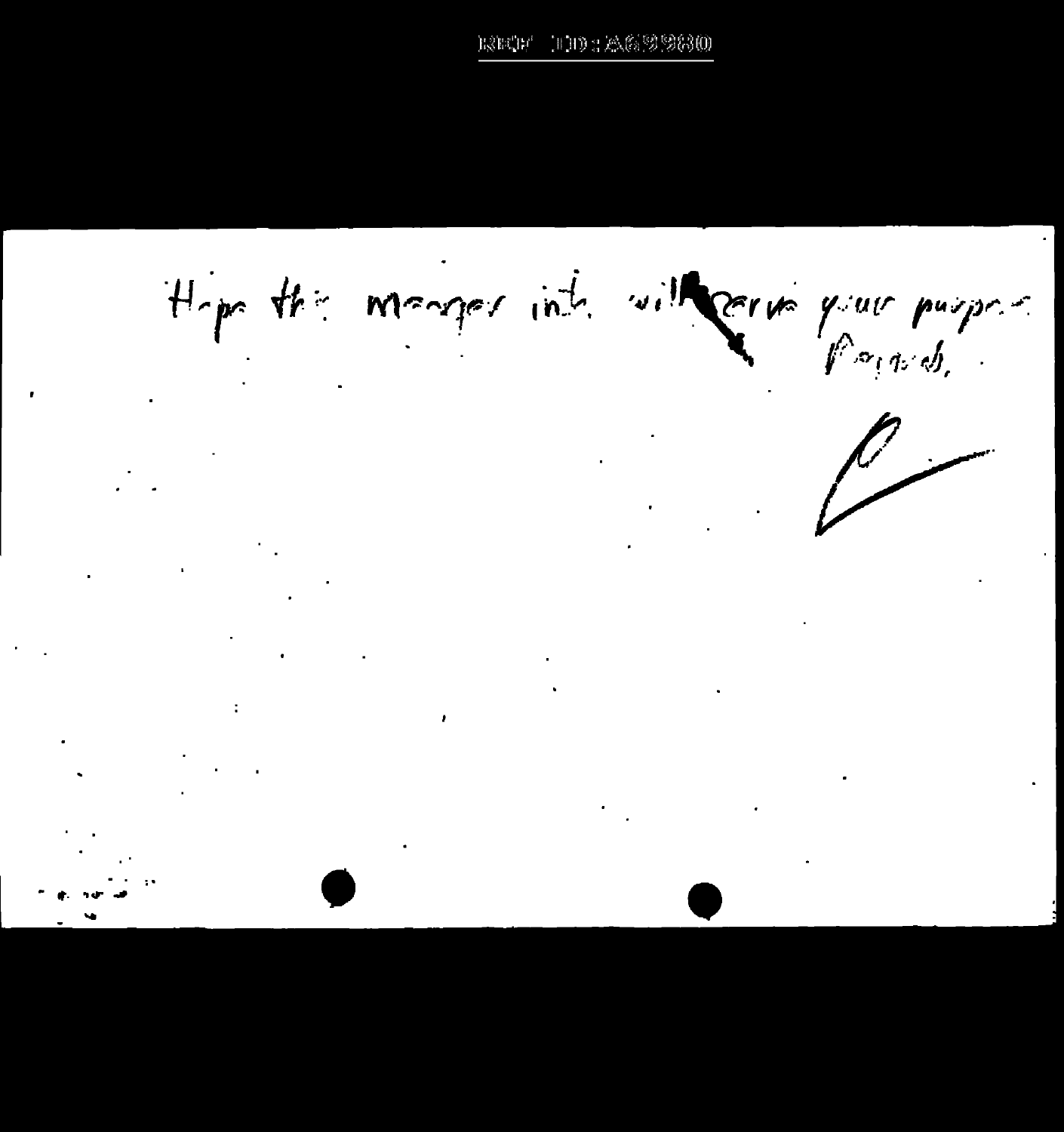Hope this meager info. will serve your purpose.

Regards,

C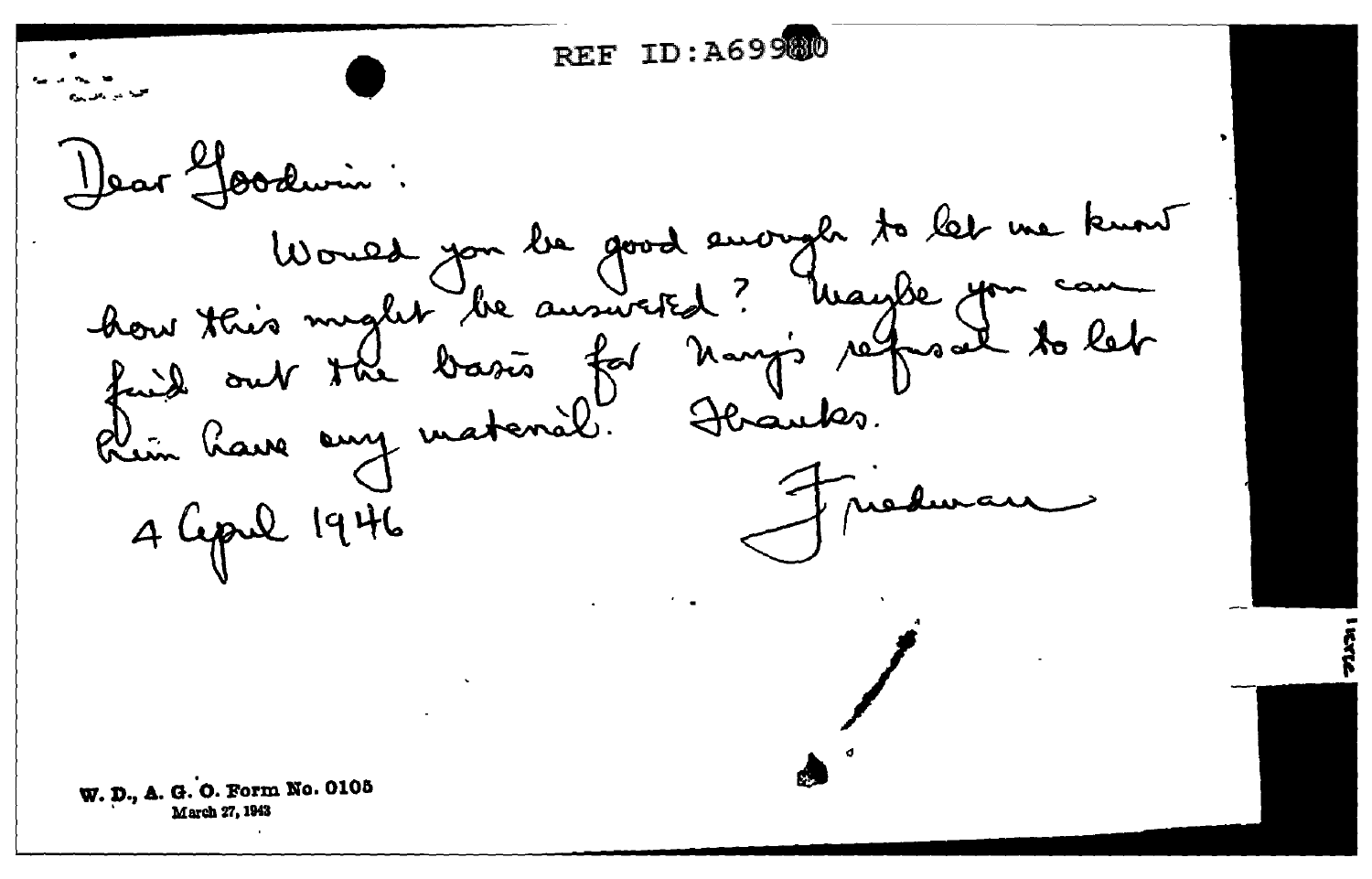REF ID:A69980

Dear Goodwin:

Would you be good enough to let me know how this might be answered? Maybe you can find out the basis for Navy's refusal to let him have any material. Thanks.

4 April 1946

Friedman

W. D., A. G. O. Form No. 0105
March 27, 1943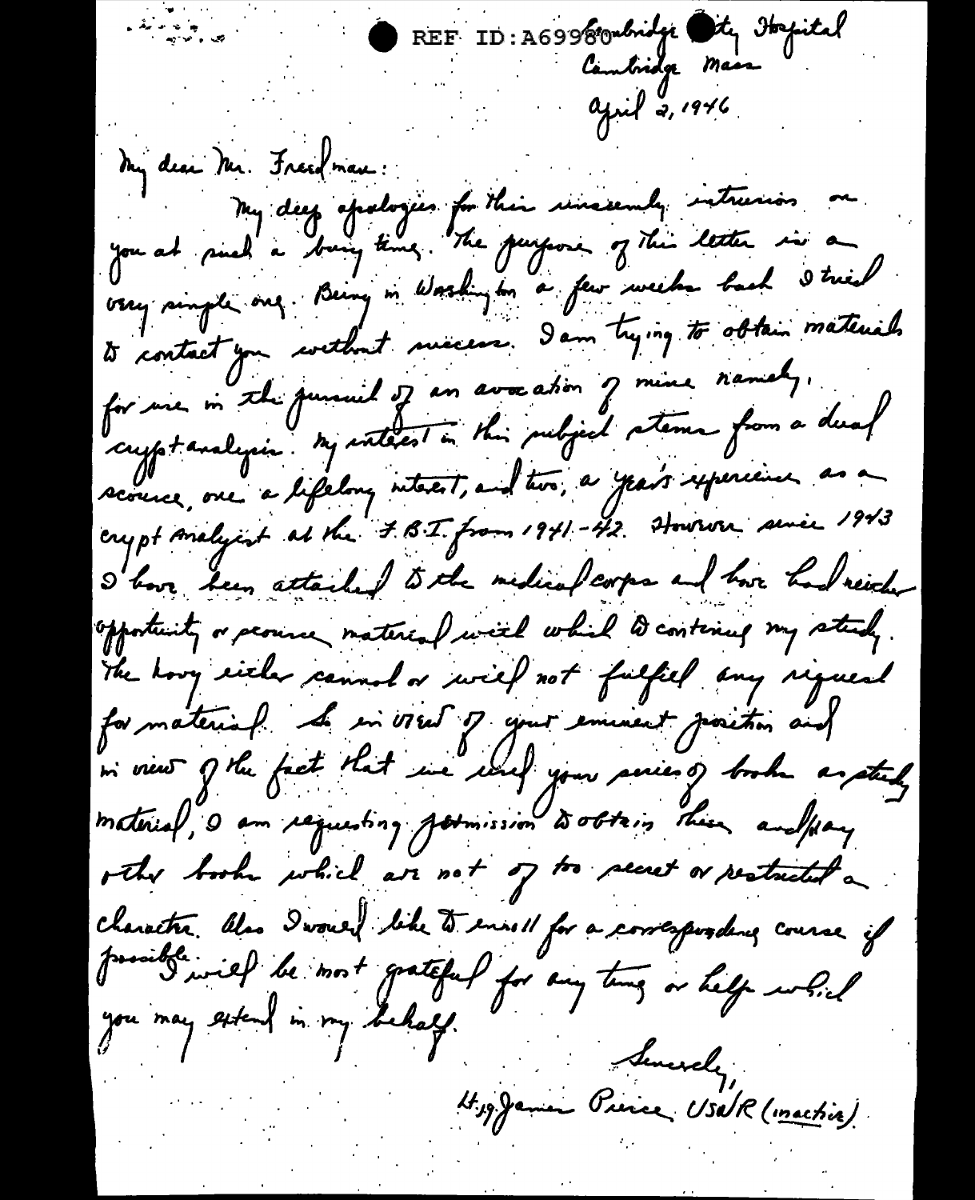REF ID:A69980

Cambridge City Hospital
Cambridge Mass
April 2, 1946

My dear Mr. Friedman:

My deep apologies for this unseemly intrusion on you at such a busy time. The purpose of this letter is a very simple one. Being in Washington a few weeks back I tried to contact you without success. I am trying to obtain materials for use in the pursuit of an avocation of mine namely, cryptanalysis. My interest in this subject stems from a dual source, one a lifelong interest, and two, a year's experience as a crypt Analyst at the F.B.I. from 1941-42. However since 1943 I have been attached to the medical corps and have had neither opportunity or source material with which to continue my study. The Navy either cannot or will not fulfill any request for material. So in view of your eminent position and in view of the fact that we used your series of books as study material, I am requesting permission to obtain these and/any other books which are not of too secret or restricted a character. Also I would like to enroll for a corresponding course if possible. I will be most grateful for any thing or help which you may extend in my behalf.

Sincerely,

Lt. jg James Pierce USNR (inactive)